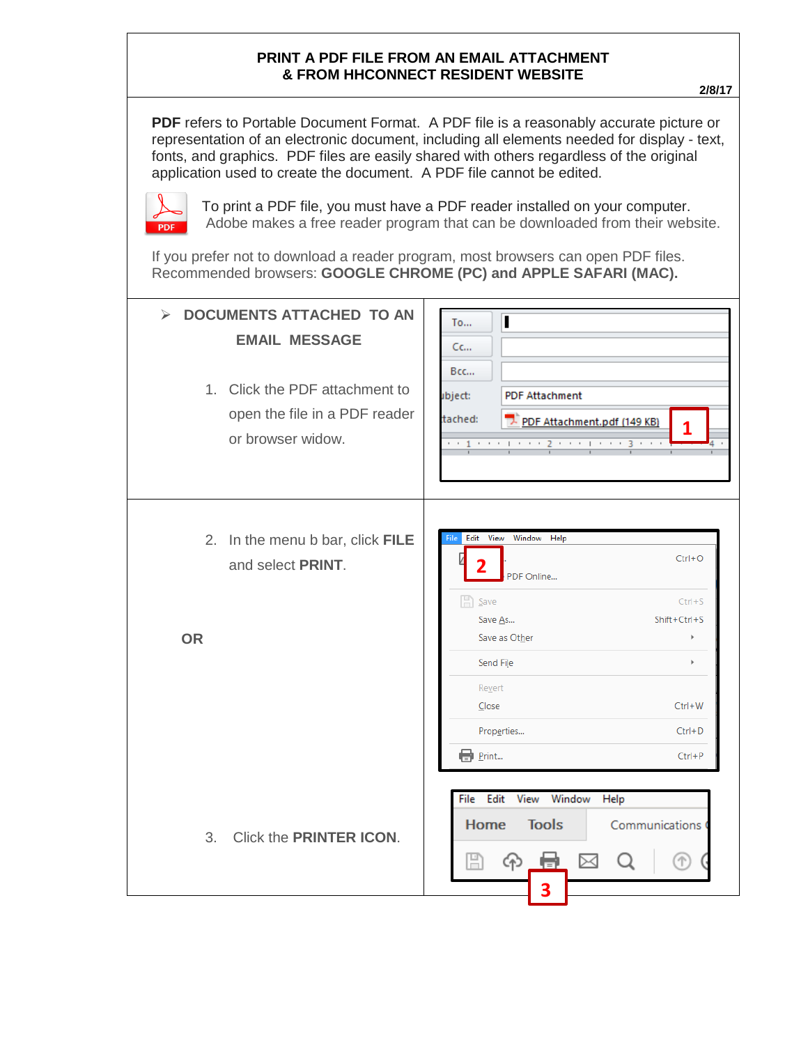# PRINT A PDF FILE FROM AN EMAIL ATTACHMENT & FROM HHCONNECT RESIDENT WEBSITE

**2/8/17**

**PDF** refers to Portable Document Format. A PDF file is a reasonably accurate picture or representation of an electronic document, including all elements needed for display - text, fonts, and graphics. PDF files are easily shared with others regardless of the original application used to create the document. A PDF file cannot be edited.

To print a PDF file, you must have a PDF reader installed on your computer. Adobe makes a free reader program that can be downloaded from their website.

If you prefer not to download a reader program, most browsers can open PDF files. Recommended browsers: **GOOGLE CHROME (PC) and APPLE SAFARI (MAC).**

## ➢ DOCUMENTS ATTACHED TO AN EMAIL MESSAGE

1. Click the PDF attachment to open the file in a PDF reader or browser widow.

2. In the menu b bar, click **FILE** and select **PRINT**.

**OR**

3. Click the **PRINTER ICON**.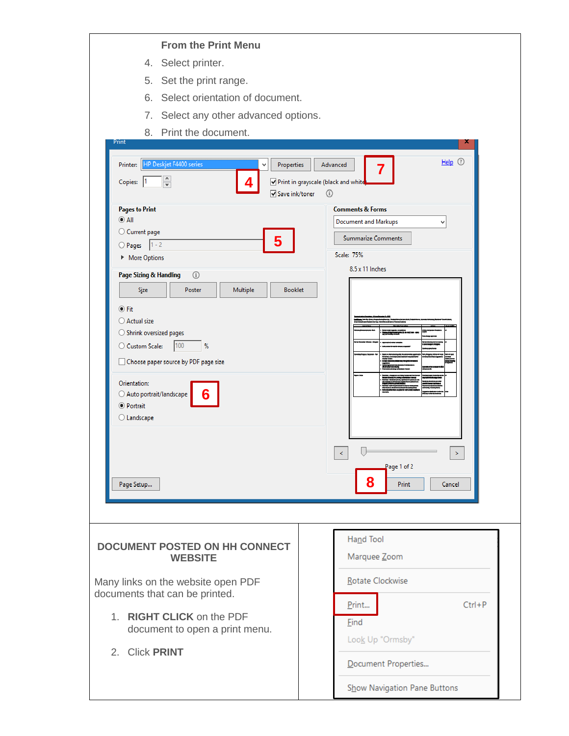**From the Print Menu**

4. Select printer.
5. Set the print range.
6. Select orientation of document.
7. Select any other advanced options.
8. Print the document.

**DOCUMENT POSTED ON HH CONNECT WEBSITE**

Many links on the website open PDF documents that can be printed.

1. **RIGHT CLICK** on the PDF document to open a print menu.
2. Click **PRINT**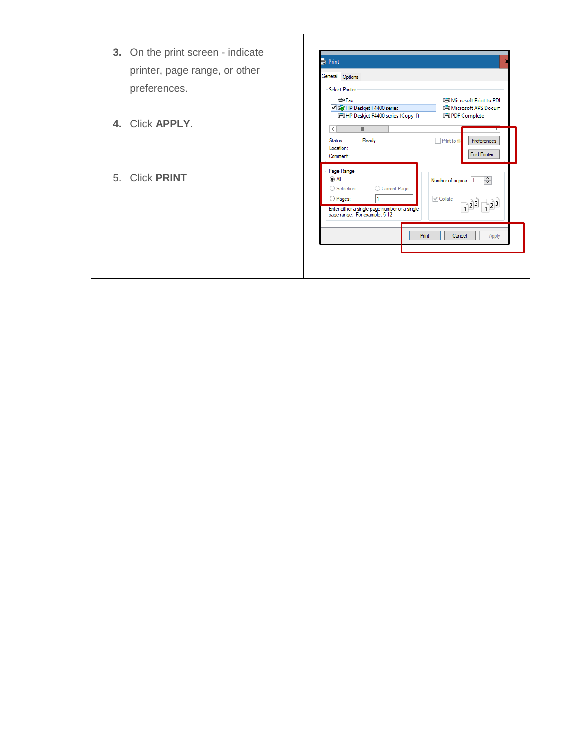3. On the print screen - indicate printer, page range, or other preferences.

4. Click **APPLY**.

5. Click **PRINT**